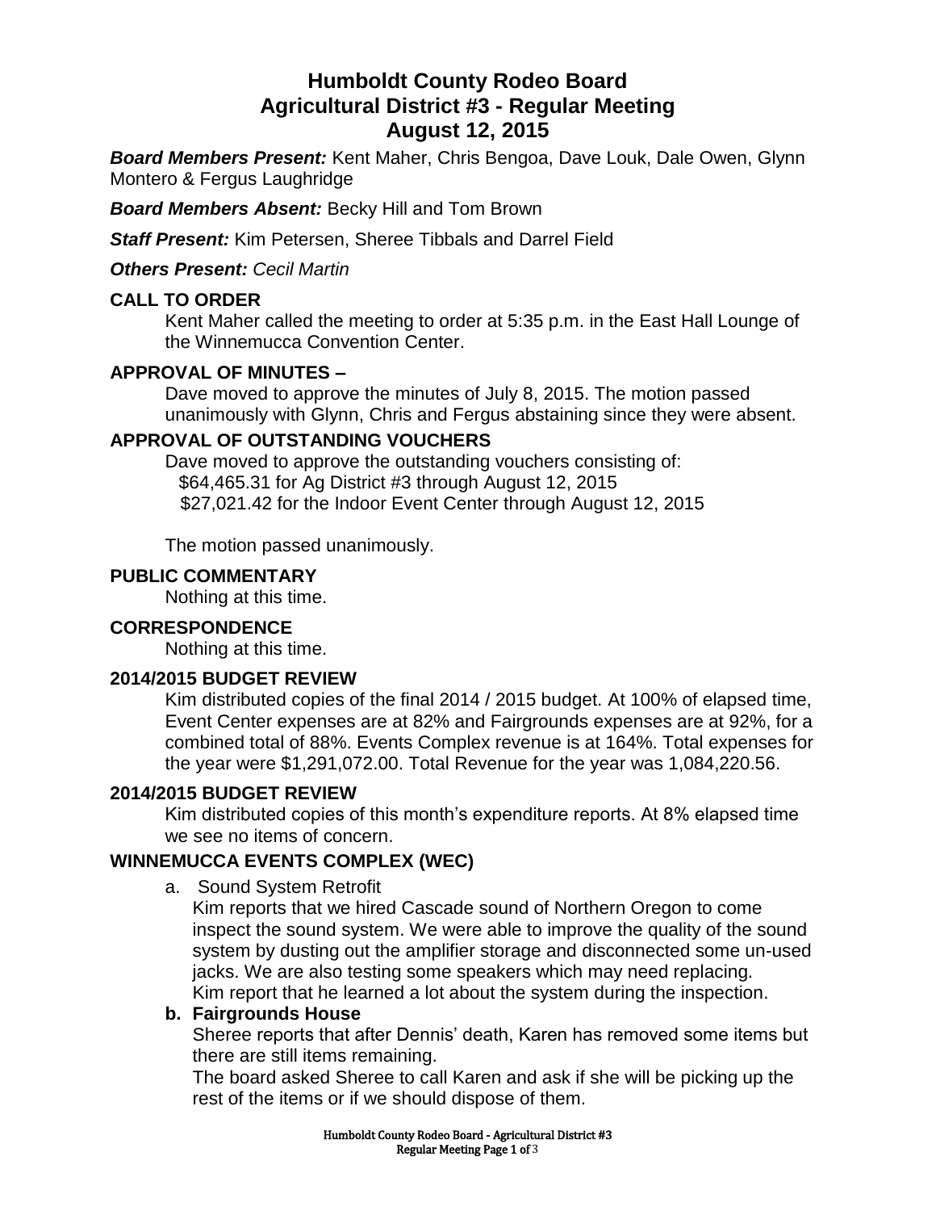# Humboldt County Rodeo Board
# Agricultural District #3 - Regular Meeting
# August 12, 2015

***Board Members Present:*** Kent Maher, Chris Bengoa, Dave Louk, Dale Owen, Glynn Montero & Fergus Laughridge

***Board Members Absent:*** Becky Hill and Tom Brown

***Staff Present:*** Kim Petersen, Sheree Tibbals and Darrel Field

***Others Present:*** *Cecil Martin*

## CALL TO ORDER

Kent Maher called the meeting to order at 5:35 p.m. in the East Hall Lounge of the Winnemucca Convention Center.

## APPROVAL OF MINUTES –

Dave moved to approve the minutes of July 8, 2015. The motion passed unanimously with Glynn, Chris and Fergus abstaining since they were absent.

## APPROVAL OF OUTSTANDING VOUCHERS

Dave moved to approve the outstanding vouchers consisting of:
$64,465.31 for Ag District #3 through August 12, 2015
$27,021.42 for the Indoor Event Center through August 12, 2015

The motion passed unanimously.

## PUBLIC COMMENTARY

Nothing at this time.

## CORRESPONDENCE

Nothing at this time.

## 2014/2015 BUDGET REVIEW

Kim distributed copies of the final 2014 / 2015 budget. At 100% of elapsed time, Event Center expenses are at 82% and Fairgrounds expenses are at 92%, for a combined total of 88%. Events Complex revenue is at 164%. Total expenses for the year were $1,291,072.00. Total Revenue for the year was 1,084,220.56.

## 2014/2015 BUDGET REVIEW

Kim distributed copies of this month's expenditure reports. At 8% elapsed time we see no items of concern.

## WINNEMUCCA EVENTS COMPLEX (WEC)

a. Sound System Retrofit

Kim reports that we hired Cascade sound of Northern Oregon to come inspect the sound system. We were able to improve the quality of the sound system by dusting out the amplifier storage and disconnected some un-used jacks. We are also testing some speakers which may need replacing.
Kim report that he learned a lot about the system during the inspection.

**b. Fairgrounds House**

Sheree reports that after Dennis' death, Karen has removed some items but there are still items remaining.
The board asked Sheree to call Karen and ask if she will be picking up the rest of the items or if we should dispose of them.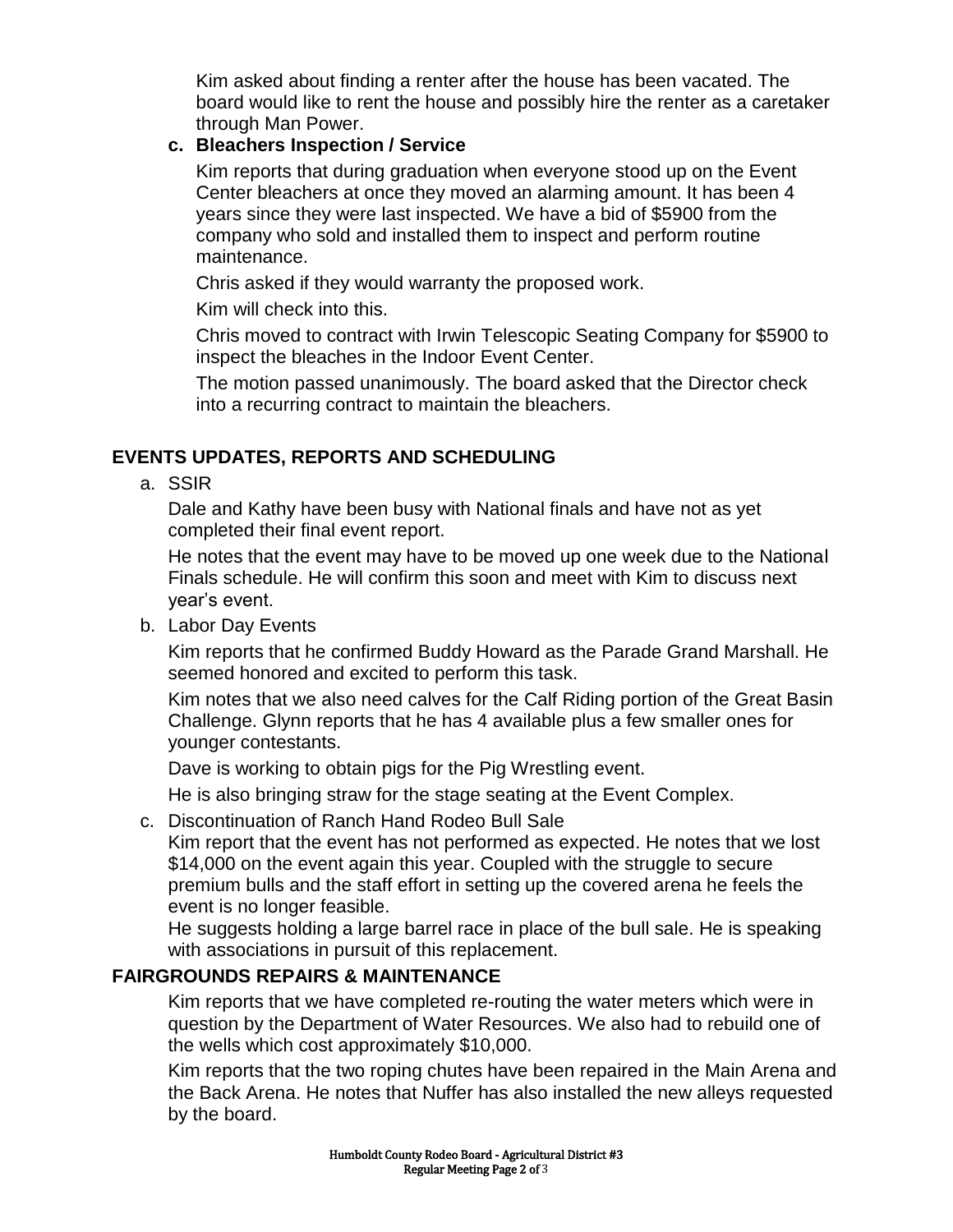Kim asked about finding a renter after the house has been vacated. The board would like to rent the house and possibly hire the renter as a caretaker through Man Power.

**c. Bleachers Inspection / Service**

Kim reports that during graduation when everyone stood up on the Event Center bleachers at once they moved an alarming amount. It has been 4 years since they were last inspected. We have a bid of $5900 from the company who sold and installed them to inspect and perform routine maintenance.

Chris asked if they would warranty the proposed work.

Kim will check into this.

Chris moved to contract with Irwin Telescopic Seating Company for $5900 to inspect the bleaches in the Indoor Event Center.

The motion passed unanimously. The board asked that the Director check into a recurring contract to maintain the bleachers.

## EVENTS UPDATES, REPORTS AND SCHEDULING

a. SSIR

Dale and Kathy have been busy with National finals and have not as yet completed their final event report.

He notes that the event may have to be moved up one week due to the National Finals schedule. He will confirm this soon and meet with Kim to discuss next year's event.

b. Labor Day Events

Kim reports that he confirmed Buddy Howard as the Parade Grand Marshall. He seemed honored and excited to perform this task.

Kim notes that we also need calves for the Calf Riding portion of the Great Basin Challenge. Glynn reports that he has 4 available plus a few smaller ones for younger contestants.

Dave is working to obtain pigs for the Pig Wrestling event.

He is also bringing straw for the stage seating at the Event Complex.

c. Discontinuation of Ranch Hand Rodeo Bull Sale

Kim report that the event has not performed as expected. He notes that we lost $14,000 on the event again this year. Coupled with the struggle to secure premium bulls and the staff effort in setting up the covered arena he feels the event is no longer feasible.

He suggests holding a large barrel race in place of the bull sale. He is speaking with associations in pursuit of this replacement.

## FAIRGROUNDS REPAIRS & MAINTENANCE

Kim reports that we have completed re-routing the water meters which were in question by the Department of Water Resources. We also had to rebuild one of the wells which cost approximately $10,000.

Kim reports that the two roping chutes have been repaired in the Main Arena and the Back Arena. He notes that Nuffer has also installed the new alleys requested by the board.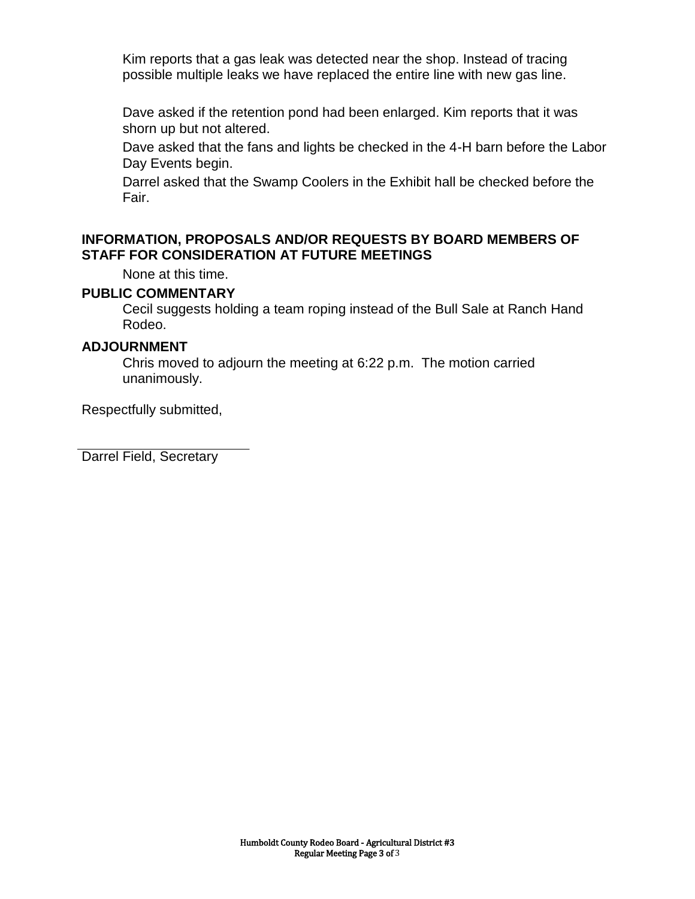Kim reports that a gas leak was detected near the shop. Instead of tracing possible multiple leaks we have replaced the entire line with new gas line.

Dave asked if the retention pond had been enlarged. Kim reports that it was shorn up but not altered.

Dave asked that the fans and lights be checked in the 4-H barn before the Labor Day Events begin.

Darrel asked that the Swamp Coolers in the Exhibit hall be checked before the Fair.

**INFORMATION, PROPOSALS AND/OR REQUESTS BY BOARD MEMBERS OF STAFF FOR CONSIDERATION AT FUTURE MEETINGS**

None at this time.

**PUBLIC COMMENTARY**

Cecil suggests holding a team roping instead of the Bull Sale at Ranch Hand Rodeo.

**ADJOURNMENT**

Chris moved to adjourn the meeting at 6:22 p.m. The motion carried unanimously.

Respectfully submitted,

\_\_\_\_\_\_\_\_\_\_\_\_\_\_\_\_\_\_\_\_\_\_\_\_

Darrel Field, Secretary